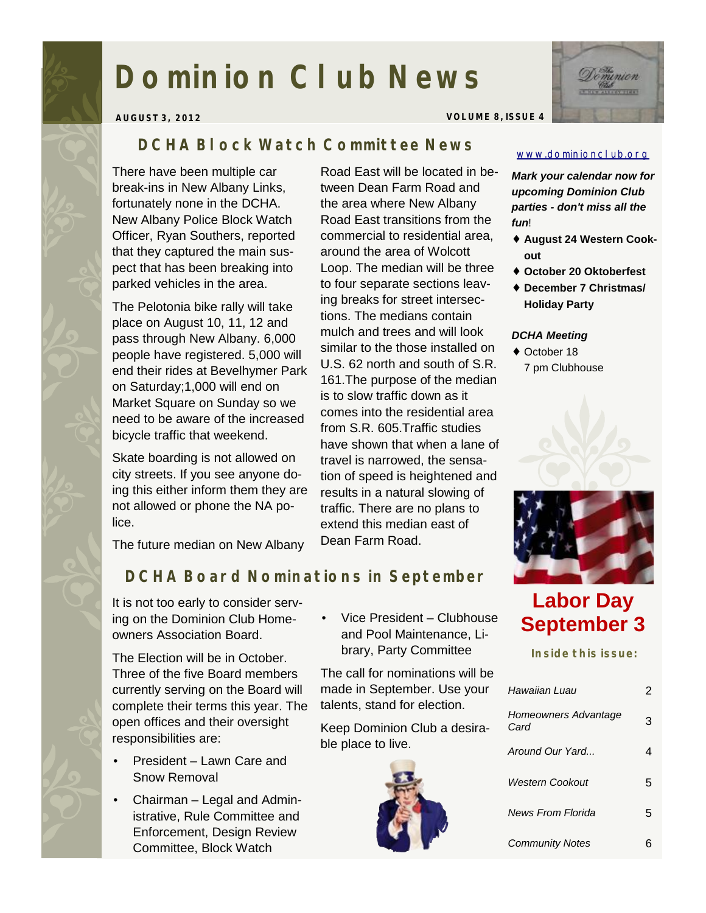# Dominion Club News

**AUGUST 3, 2012** **VOLUME 8, ISSUE 4**

## DCHA Block Watch Committee News

There have been multiple car break-ins in New Albany Links, fortunately none in the DCHA. New Albany Police Block Watch Officer, Ryan Southers, reported that they captured the main suspect that has been breaking into parked vehicles in the area.

The Pelotonia bike rally will take place on August 10, 11, 12 and pass through New Albany. 6,000 people have registered. 5,000 will end their rides at Bevelhymer Park on Saturday;1,000 will end on Market Square on Sunday so we need to be aware of the increased bicycle traffic that weekend.

Skate boarding is not allowed on city streets. If you see anyone doing this either inform them they are not allowed or phone the NA police.

The future median on New Albany Road East will be located in between Dean Farm Road and the area where New Albany Road East transitions from the commercial to residential area, around the area of Wolcott Loop. The median will be three to four separate sections leaving breaks for street intersections. The medians contain mulch and trees and will look similar to the those installed on U.S. 62 north and south of S.R. 161.The purpose of the median is to slow traffic down as it comes into the residential area from S.R. 605.Traffic studies have shown that when a lane of travel is narrowed, the sensation of speed is heightened and results in a natural slowing of traffic. There are no plans to extend this median east of Dean Farm Road.

## DCHA Board Nominations in September

It is not too early to consider serving on the Dominion Club Homeowners Association Board.

The Election will be in October. Three of the five Board members currently serving on the Board will complete their terms this year. The open offices and their oversight responsibilities are:

- President – Lawn Care and Snow Removal
- Chairman – Legal and Administrative, Rule Committee and Enforcement, Design Review Committee, Block Watch
- Vice President – Clubhouse and Pool Maintenance, Library, Party Committee

The call for nominations will be made in September. Use your talents, stand for election.

Keep Dominion Club a desirable place to live.

www.dominionclub.org

***Mark your calendar now for upcoming Dominion Club parties - don't miss all the fun!***

- **August 24 Western Cookout**
- **October 20 Oktoberfest**
- **December 7 Christmas/ Holiday Party**

***DCHA Meeting***

- October 18
  7 pm Clubhouse

## Labor Day September 3

**Inside this issue:**

| | |
|---|---|
| *Hawaiian Luau* | 2 |
| *Homeowners Advantage Card* | 3 |
| *Around Our Yard...* | 4 |
| *Western Cookout* | 5 |
| *News From Florida* | 5 |
| *Community Notes* | 6 |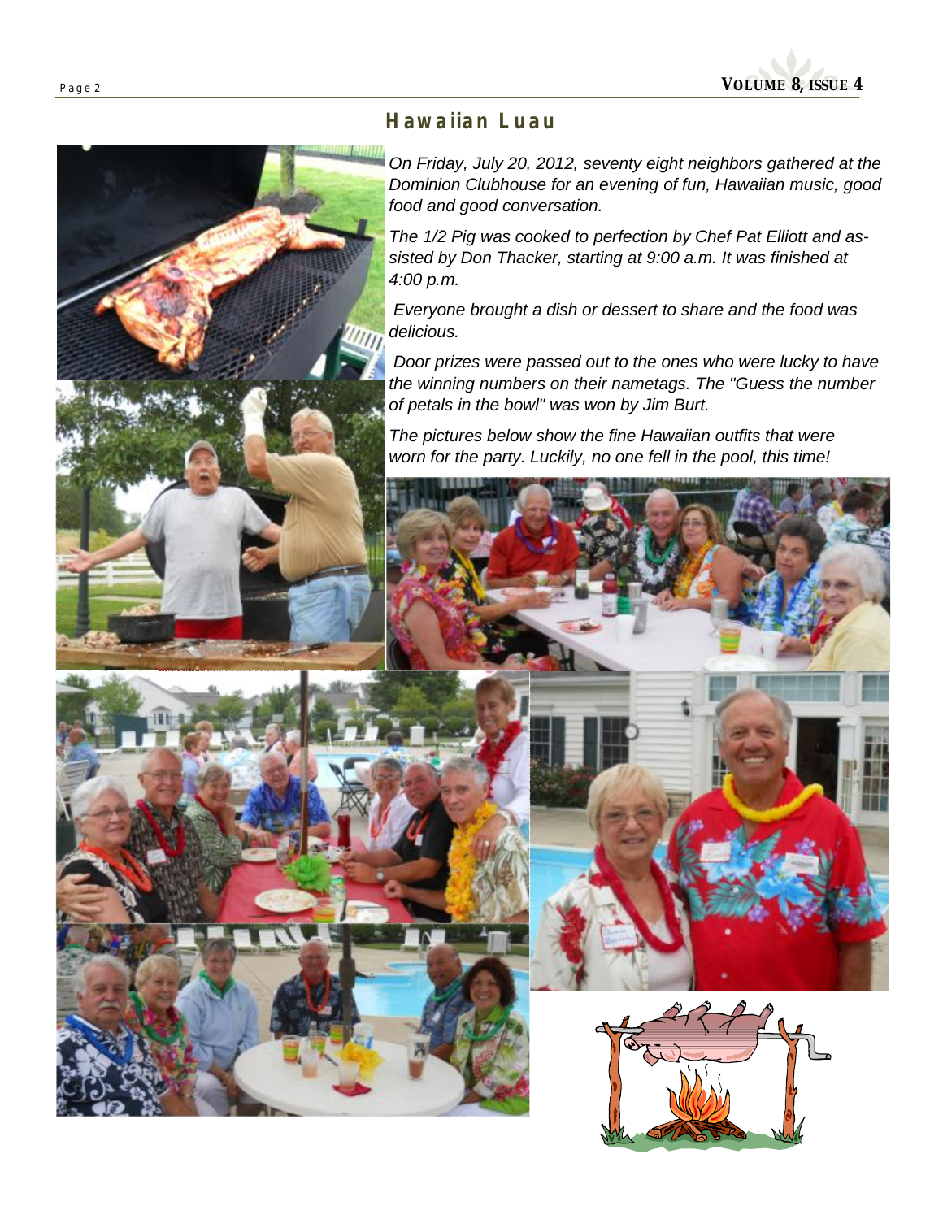## Hawaiian Luau

*On Friday, July 20, 2012, seventy eight neighbors gathered at the Dominion Clubhouse for an evening of fun, Hawaiian music, good food and good conversation.*

*The 1/2 Pig was cooked to perfection by Chef Pat Elliott and assisted by Don Thacker, starting at 9:00 a.m. It was finished at 4:00 p.m.*

*Everyone brought a dish or dessert to share and the food was delicious.*

*Door prizes were passed out to the ones who were lucky to have the winning numbers on their nametags. The "Guess the number of petals in the bowl" was won by Jim Burt.*

*The pictures below show the fine Hawaiian outfits that were worn for the party. Luckily, no one fell in the pool, this time!*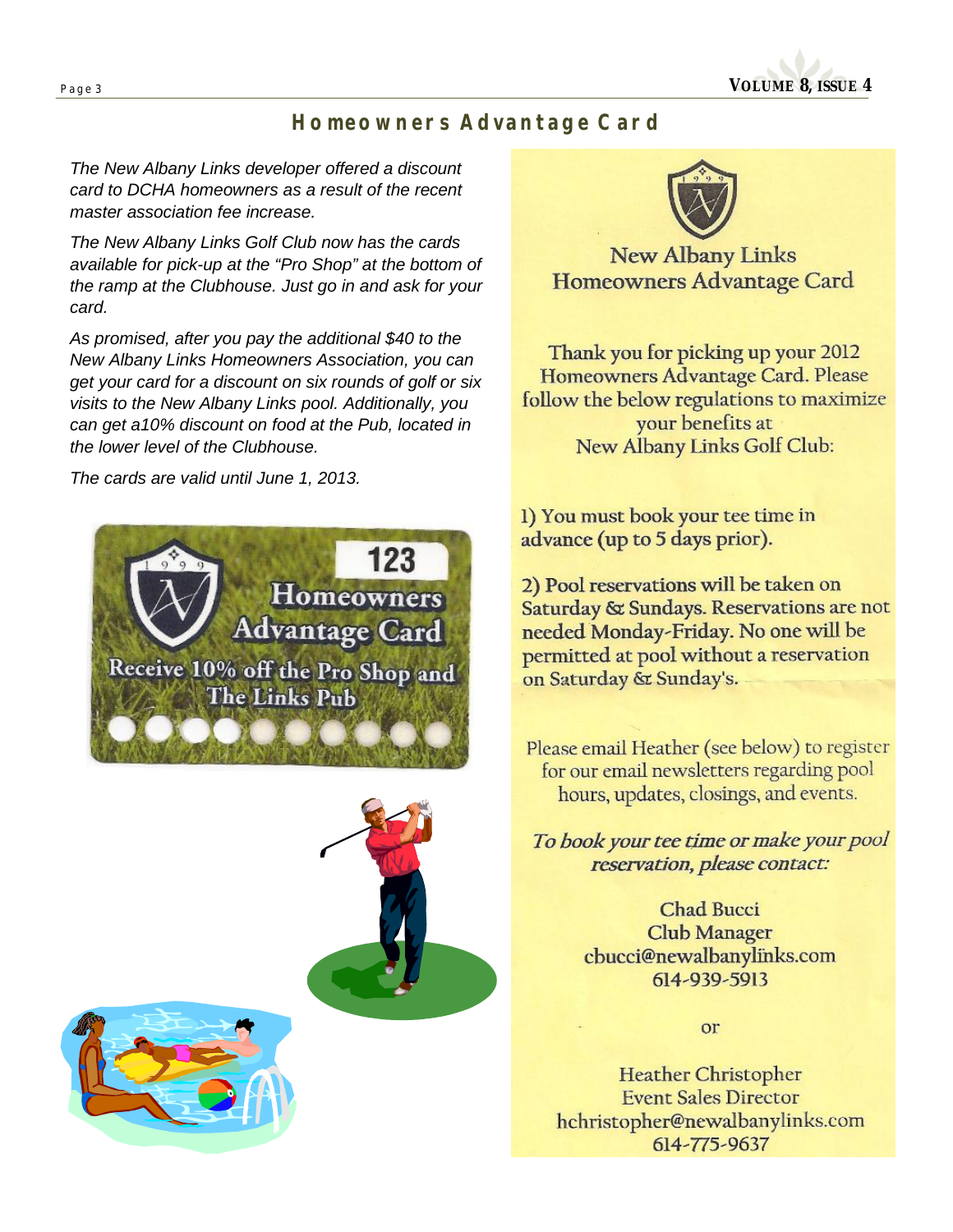## Homeowners Advantage Card

*The New Albany Links developer offered a discount card to DCHA homeowners as a result of the recent master association fee increase.*

*The New Albany Links Golf Club now has the cards available for pick-up at the "Pro Shop" at the bottom of the ramp at the Clubhouse. Just go in and ask for your card.*

*As promised, after you pay the additional $40 to the New Albany Links Homeowners Association, you can get your card for a discount on six rounds of golf or six visits to the New Albany Links pool. Additionally, you can get a10% discount on food at the Pub, located in the lower level of the Clubhouse.*

*The cards are valid until June 1, 2013.*

123

Homeowners Advantage Card

Receive 10% off the Pro Shop and The Links Pub

New Albany Links
Homeowners Advantage Card

Thank you for picking up your 2012 Homeowners Advantage Card. Please follow the below regulations to maximize your benefits at New Albany Links Golf Club:

1) You must book your tee time in advance (up to 5 days prior).

2) Pool reservations will be taken on Saturday & Sundays. Reservations are not needed Monday-Friday. No one will be permitted at pool without a reservation on Saturday & Sunday's.

Please email Heather (see below) to register for our email newsletters regarding pool hours, updates, closings, and events.

*To book your tee time or make your pool reservation, please contact:*

Chad Bucci
Club Manager
cbucci@newalbanylinks.com
614-939-5913

or

Heather Christopher
Event Sales Director
hchristopher@newalbanylinks.com
614-775-9637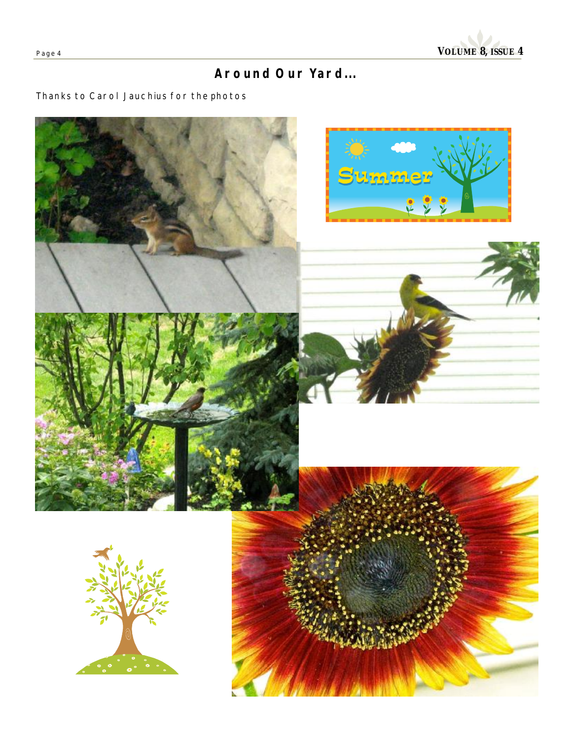## Around Our Yard…

Thanks to Carol Jauchius for the photos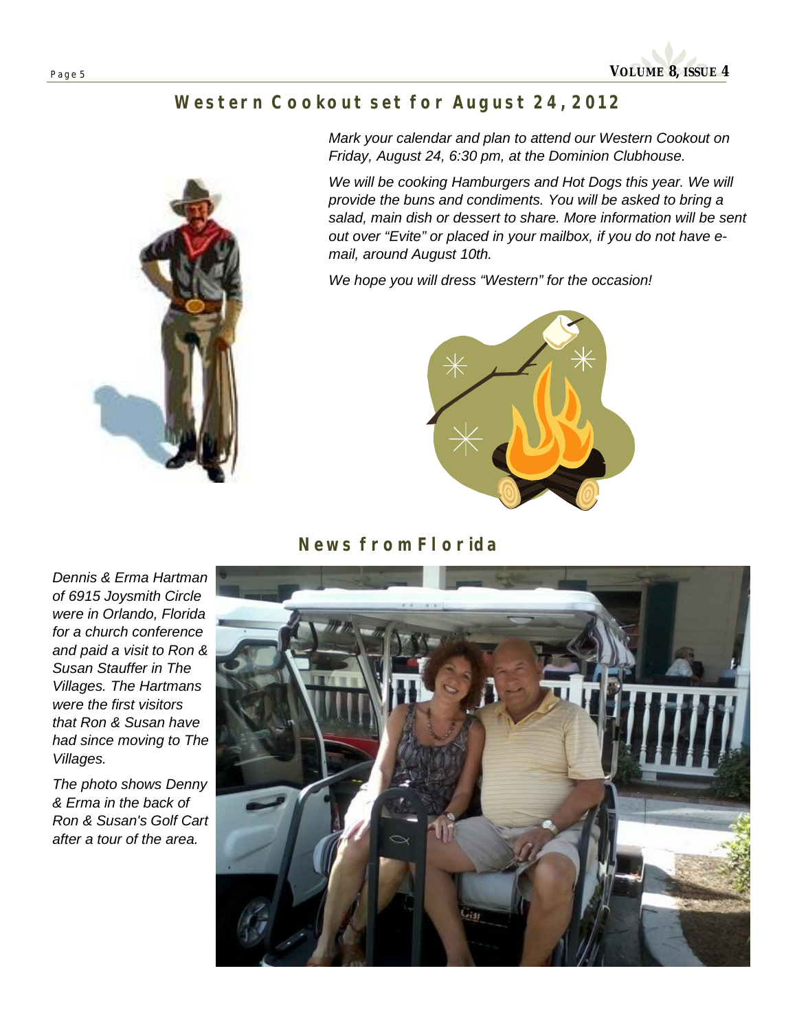## Western Cookout set for August 24, 2012

*Mark your calendar and plan to attend our Western Cookout on Friday, August 24, 6:30 pm, at the Dominion Clubhouse.*

*We will be cooking Hamburgers and Hot Dogs this year. We will provide the buns and condiments. You will be asked to bring a salad, main dish or dessert to share. More information will be sent out over "Evite" or placed in your mailbox, if you do not have e-mail, around August 10th.*

*We hope you will dress "Western" for the occasion!*

## News from Florida

*Dennis & Erma Hartman of 6915 Joysmith Circle were in Orlando, Florida for a church conference and paid a visit to Ron & Susan Stauffer in The Villages. The Hartmans were the first visitors that Ron & Susan have had since moving to The Villages.*

*The photo shows Denny & Erma in the back of Ron & Susan's Golf Cart after a tour of the area.*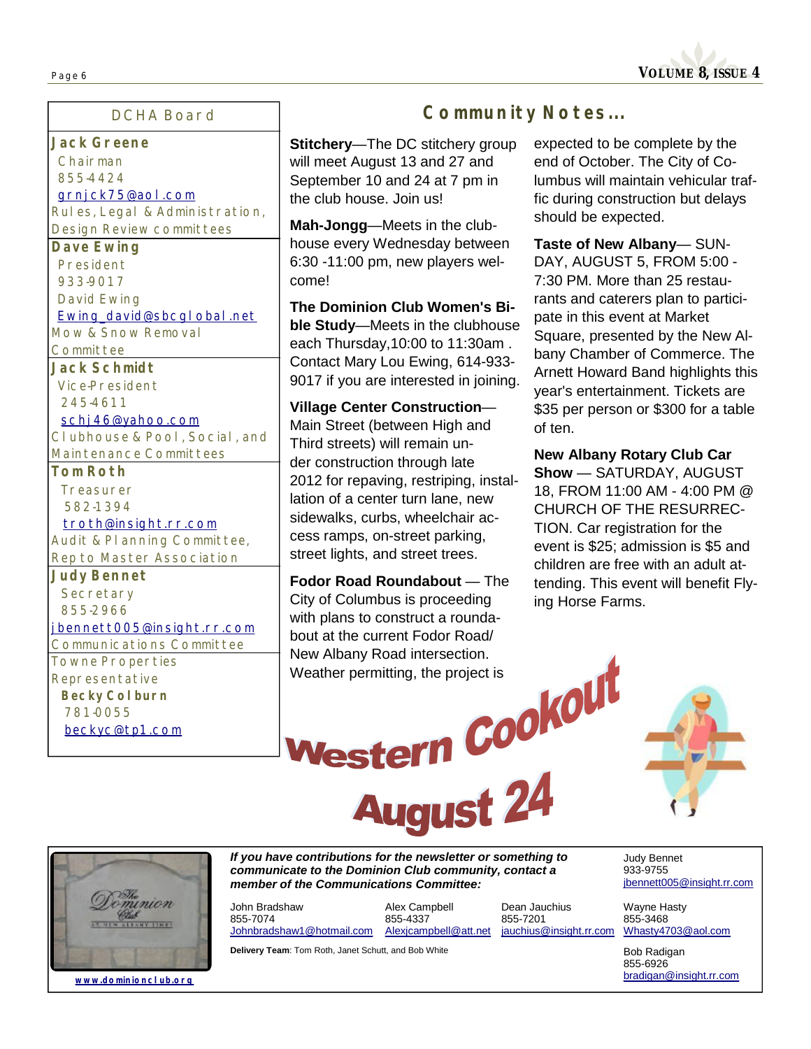## DCHA Board

**Jack Greene**
Chairman
855-4424
grnjck75@aol.com
Rules, Legal & Administration, Design Review committees

**Dave Ewing**
President
933-9017
David Ewing
Ewing_david@sbcglobal.net
Mow & Snow Removal Committee

**Jack Schmidt**
Vice-President
245-4611
schj46@yahoo.com
Clubhouse & Pool, Social, and Maintenance Committees

**Tom Roth**
Treasurer
582-1394
troth@insight.rr.com
Audit & Planning Committee, Rep to Master Association

**Judy Bennet**
Secretary
855-2966
jbennett005@insight.rr.com
Communications Committee

Towne Properties Representative
**Becky Colburn**
781-0055
beckyc@tp1.com

## Community Notes...

**Stitchery**—The DC stitchery group will meet August 13 and 27 and September 10 and 24 at 7 pm in the club house. Join us!

**Mah-Jongg**—Meets in the clubhouse every Wednesday between 6:30 -11:00 pm, new players welcome!

**The Dominion Club Women's Bible Study**—Meets in the clubhouse each Thursday,10:00 to 11:30am . Contact Mary Lou Ewing, 614-933-9017 if you are interested in joining.

**Village Center Construction**—Main Street (between High and Third streets) will remain under construction through late 2012 for repaving, restriping, installation of a center turn lane, new sidewalks, curbs, wheelchair access ramps, on-street parking, street lights, and street trees.

**Fodor Road Roundabout** — The City of Columbus is proceeding with plans to construct a roundabout at the current Fodor Road/ New Albany Road intersection. Weather permitting, the project is expected to be complete by the end of October. The City of Columbus will maintain vehicular traffic during construction but delays should be expected.

**Taste of New Albany**— SUNDAY, AUGUST 5, FROM 5:00 - 7:30 PM. More than 25 restaurants and caterers plan to participate in this event at Market Square, presented by the New Albany Chamber of Commerce. The Arnett Howard Band highlights this year's entertainment. Tickets are $35 per person or $300 for a table of ten.

**New Albany Rotary Club Car Show** — SATURDAY, AUGUST 18, FROM 11:00 AM - 4:00 PM @ CHURCH OF THE RESURRECTION. Car registration for the event is $25; admission is $5 and children are free with an adult attending. This event will benefit Flying Horse Farms.

**Western Cookout August 24**

---

www.dominionclub.org

***If you have contributions for the newsletter or something to communicate to the Dominion Club community, contact a member of the Communications Committee:***

Judy Bennet
933-9755
jbennett005@insight.rr.com

John Bradshaw
855-7074
Johnbradshaw1@hotmail.com

Alex Campbell
855-4337
Alexjcampbell@att.net

Dean Jauchius
855-7201
jauchius@insight.rr.com

Wayne Hasty
855-3468
Whasty4703@aol.com

Bob Radigan
855-6926
bradigan@insight.rr.com

**Delivery Team**: Tom Roth, Janet Schutt, and Bob White